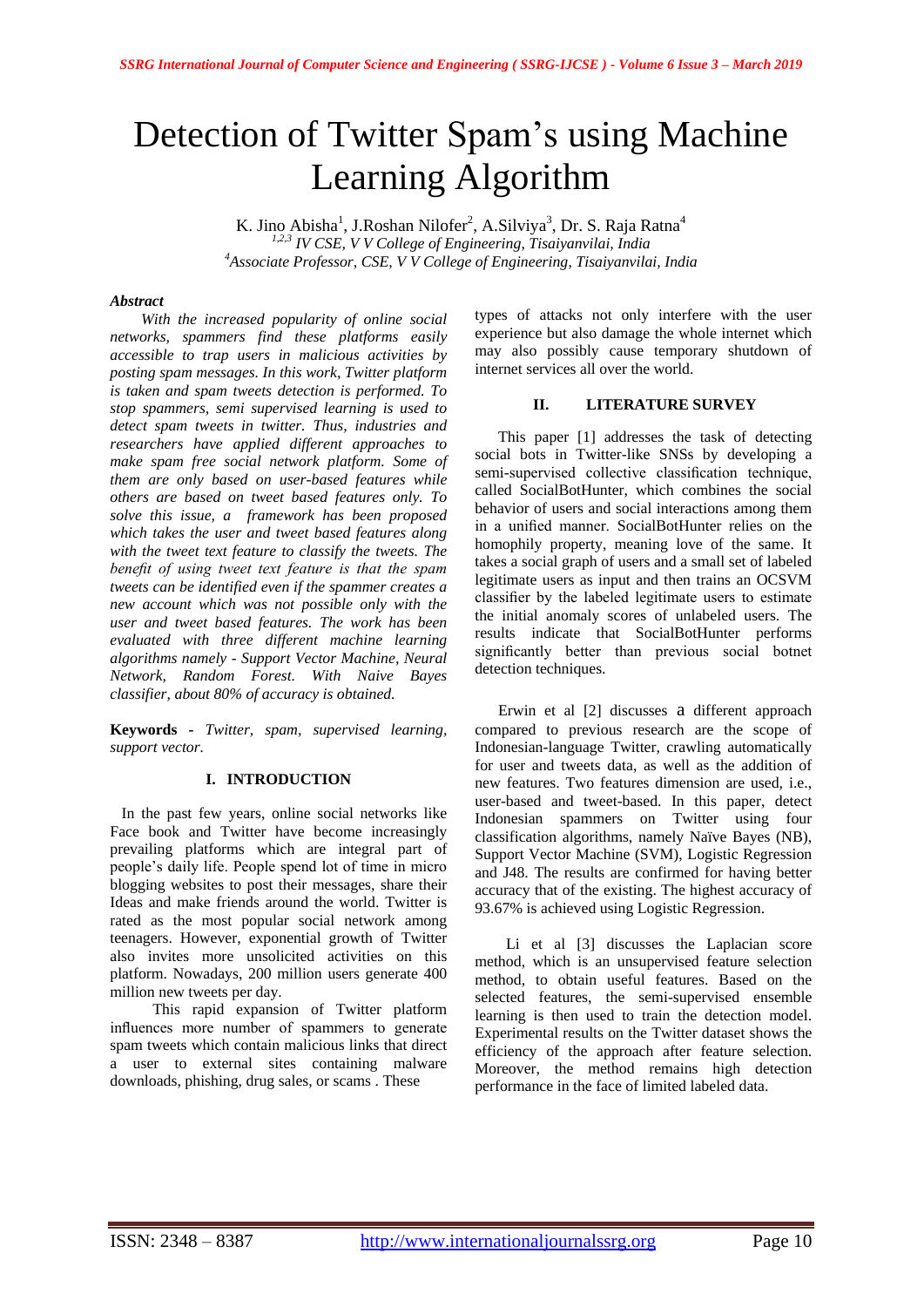# Detection of Twitter Spam's using Machine Learning Algorithm

K. Jino Abisha[1], J.Roshan Nilofer[2], A.Silviya[3], Dr. S. Raja Ratna[4]

[1,2,3] *IV CSE, V V College of Engineering, Tisaiyanvilai, India*

[4] *Associate Professor, CSE, V V College of Engineering, Tisaiyanvilai, India*

***Abstract***

*With the increased popularity of online social networks, spammers find these platforms easily accessible to trap users in malicious activities by posting spam messages. In this work, Twitter platform is taken and spam tweets detection is performed. To stop spammers, semi supervised learning is used to detect spam tweets in twitter. Thus, industries and researchers have applied different approaches to make spam free social network platform. Some of them are only based on user-based features while others are based on tweet based features only. To solve this issue, a framework has been proposed which takes the user and tweet based features along with the tweet text feature to classify the tweets. The benefit of using tweet text feature is that the spam tweets can be identified even if the spammer creates a new account which was not possible only with the user and tweet based features. The work has been evaluated with three different machine learning algorithms namely - Support Vector Machine, Neural Network, Random Forest. With Naive Bayes classifier, about 80% of accuracy is obtained.*

**Keywords -** *Twitter, spam, supervised learning, support vector.*

## I. INTRODUCTION

In the past few years, online social networks like Face book and Twitter have become increasingly prevailing platforms which are integral part of people's daily life. People spend lot of time in micro blogging websites to post their messages, share their Ideas and make friends around the world. Twitter is rated as the most popular social network among teenagers. However, exponential growth of Twitter also invites more unsolicited activities on this platform. Nowadays, 200 million users generate 400 million new tweets per day.

This rapid expansion of Twitter platform influences more number of spammers to generate spam tweets which contain malicious links that direct a user to external sites containing malware downloads, phishing, drug sales, or scams . These types of attacks not only interfere with the user experience but also damage the whole internet which may also possibly cause temporary shutdown of internet services all over the world.

## II. LITERATURE SURVEY

This paper [1] addresses the task of detecting social bots in Twitter-like SNSs by developing a semi-supervised collective classification technique, called SocialBotHunter, which combines the social behavior of users and social interactions among them in a unified manner. SocialBotHunter relies on the homophily property, meaning love of the same. It takes a social graph of users and a small set of labeled legitimate users as input and then trains an OCSVM classifier by the labeled legitimate users to estimate the initial anomaly scores of unlabeled users. The results indicate that SocialBotHunter performs significantly better than previous social botnet detection techniques.

Erwin et al [2] discusses a different approach compared to previous research are the scope of Indonesian-language Twitter, crawling automatically for user and tweets data, as well as the addition of new features. Two features dimension are used, i.e., user-based and tweet-based. In this paper, detect Indonesian spammers on Twitter using four classification algorithms, namely Naïve Bayes (NB), Support Vector Machine (SVM), Logistic Regression and J48. The results are confirmed for having better accuracy that of the existing. The highest accuracy of 93.67% is achieved using Logistic Regression.

Li et al [3] discusses the Laplacian score method, which is an unsupervised feature selection method, to obtain useful features. Based on the selected features, the semi-supervised ensemble learning is then used to train the detection model. Experimental results on the Twitter dataset shows the efficiency of the approach after feature selection. Moreover, the method remains high detection performance in the face of limited labeled data.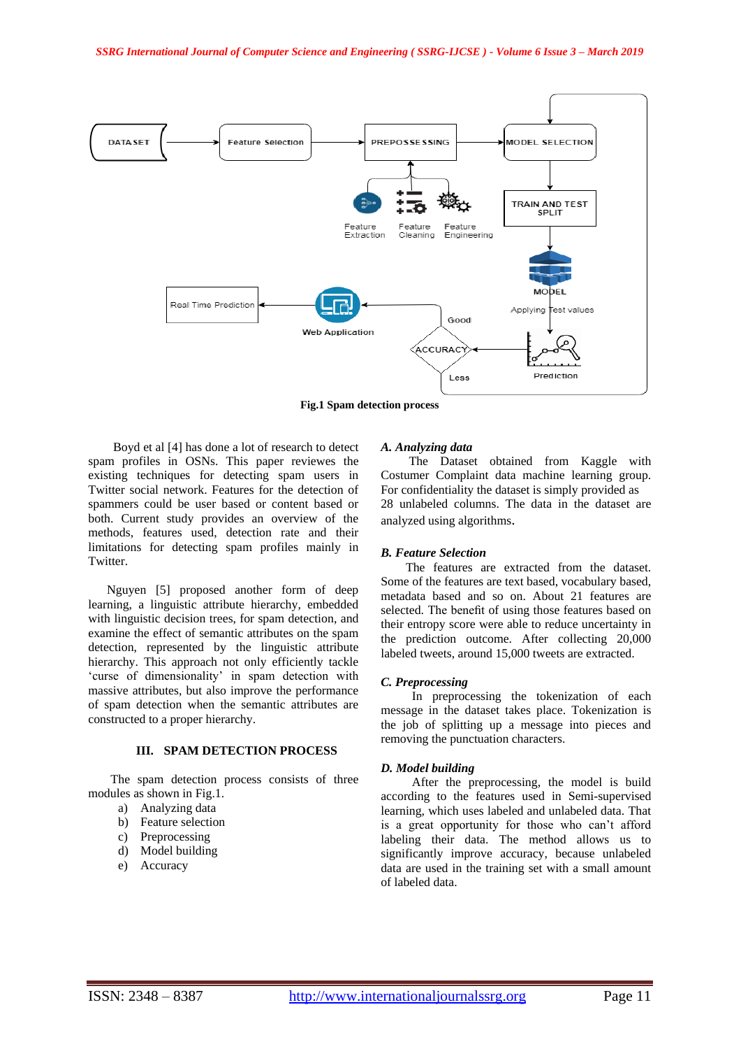Fig.1 Spam detection process

Boyd et al [4] has done a lot of research to detect spam profiles in OSNs. This paper reviews the existing techniques for detecting spam users in Twitter social network. Features for the detection of spammers could be user based or content based or both. Current study provides an overview of the methods, features used, detection rate and their limitations for detecting spam profiles mainly in Twitter.

Nguyen [5] proposed another form of deep learning, a linguistic attribute hierarchy, embedded with linguistic decision trees, for spam detection, and examine the effect of semantic attributes on the spam detection, represented by the linguistic attribute hierarchy. This approach not only efficiently tackle 'curse of dimensionality' in spam detection with massive attributes, but also improve the performance of spam detection when the semantic attributes are constructed to a proper hierarchy.

## III. SPAM DETECTION PROCESS

The spam detection process consists of three modules as shown in Fig.1.

a) Analyzing data
b) Feature selection
c) Preprocessing
d) Model building
e) Accuracy

### *A. Analyzing data*

The Dataset obtained from Kaggle with Costumer Complaint data machine learning group. For confidentiality the dataset is simply provided as 28 unlabeled columns. The data in the dataset are analyzed using algorithms.

### *B. Feature Selection*

The features are extracted from the dataset. Some of the features are text based, vocabulary based, metadata based and so on. About 21 features are selected. The benefit of using those features based on their entropy score were able to reduce uncertainty in the prediction outcome. After collecting 20,000 labeled tweets, around 15,000 tweets are extracted.

### *C. Preprocessing*

In preprocessing the tokenization of each message in the dataset takes place. Tokenization is the job of splitting up a message into pieces and removing the punctuation characters.

### *D. Model building*

After the preprocessing, the model is build according to the features used in Semi-supervised learning, which uses labeled and unlabeled data. That is a great opportunity for those who can't afford labeling their data. The method allows us to significantly improve accuracy, because unlabeled data are used in the training set with a small amount of labeled data.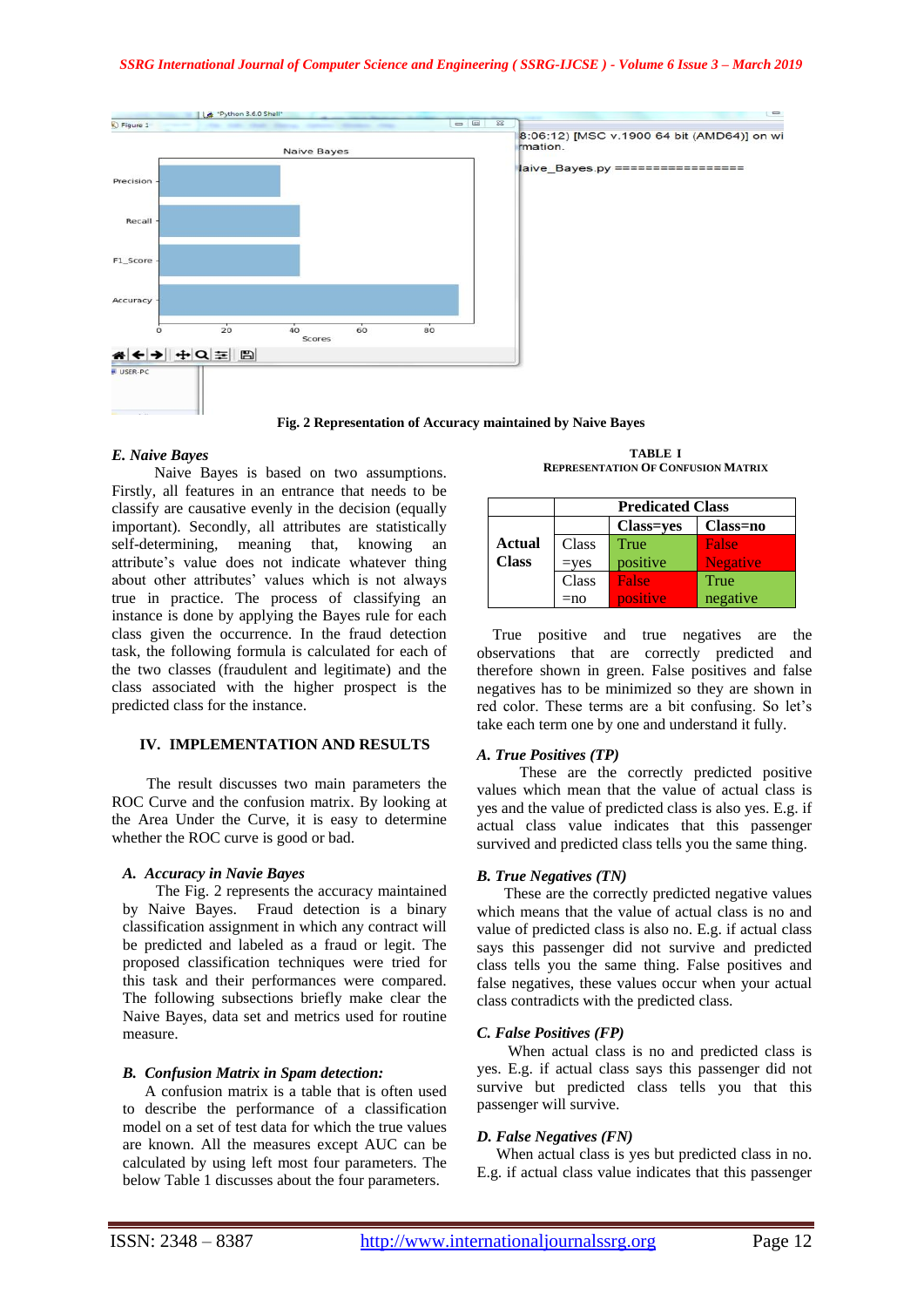Fig. 2 Representation of Accuracy maintained by Naive Bayes

### *E. Naive Bayes*

Naive Bayes is based on two assumptions. Firstly, all features in an entrance that needs to be classify are causative evenly in the decision (equally important). Secondly, all attributes are statistically self-determining, meaning that, knowing an attribute's value does not indicate whatever thing about other attributes' values which is not always true in practice. The process of classifying an instance is done by applying the Bayes rule for each class given the occurrence. In the fraud detection task, the following formula is calculated for each of the two classes (fraudulent and legitimate) and the class associated with the higher prospect is the predicted class for the instance.

## IV. IMPLEMENTATION AND RESULTS

The result discusses two main parameters the ROC Curve and the confusion matrix. By looking at the Area Under the Curve, it is easy to determine whether the ROC curve is good or bad.

### *A. Accuracy in Navie Bayes*

The Fig. 2 represents the accuracy maintained by Naive Bayes. Fraud detection is a binary classification assignment in which any contract will be predicted and labeled as a fraud or legit. The proposed classification techniques were tried for this task and their performances were compared. The following subsections briefly make clear the Naive Bayes, data set and metrics used for routine measure.

### *B. Confusion Matrix in Spam detection:*

A confusion matrix is a table that is often used to describe the performance of a classification model on a set of test data for which the true values are known. All the measures except AUC can be calculated by using left most four parameters. The below Table 1 discusses about the four parameters.

TABLE I
REPRESENTATION OF CONFUSION MATRIX

| | | **Predicated Class** | |
|---|---|---|---|
| | | **Class=yes** | **Class=no** |
| **Actual Class** | Class =yes | True positive | False Negative |
| | Class =no | False positive | True negative |

True positive and true negatives are the observations that are correctly predicted and therefore shown in green. False positives and false negatives has to be minimized so they are shown in red color. These terms are a bit confusing. So let's take each term one by one and understand it fully.

### *A. True Positives (TP)*

These are the correctly predicted positive values which mean that the value of actual class is yes and the value of predicted class is also yes. E.g. if actual class value indicates that this passenger survived and predicted class tells you the same thing.

### *B. True Negatives (TN)*

These are the correctly predicted negative values which means that the value of actual class is no and value of predicted class is also no. E.g. if actual class says this passenger did not survive and predicted class tells you the same thing. False positives and false negatives, these values occur when your actual class contradicts with the predicted class.

### *C. False Positives (FP)*

When actual class is no and predicted class is yes. E.g. if actual class says this passenger did not survive but predicted class tells you that this passenger will survive.

### *D. False Negatives (FN)*

When actual class is yes but predicted class in no. E.g. if actual class value indicates that this passenger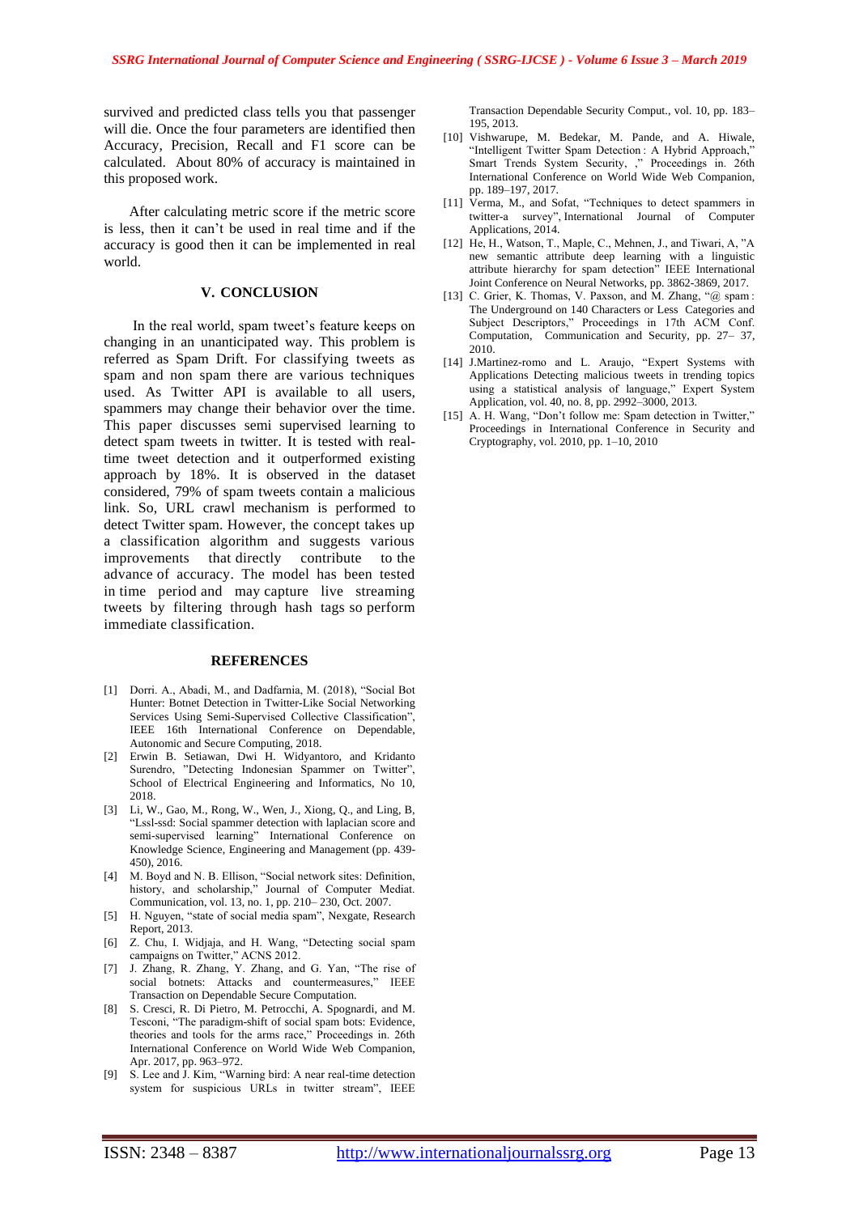survived and predicted class tells you that passenger will die. Once the four parameters are identified then Accuracy, Precision, Recall and F1 score can be calculated. About 80% of accuracy is maintained in this proposed work.

After calculating metric score if the metric score is less, then it can't be used in real time and if the accuracy is good then it can be implemented in real world.

## V. CONCLUSION

In the real world, spam tweet's feature keeps on changing in an unanticipated way. This problem is referred as Spam Drift. For classifying tweets as spam and non spam there are various techniques used. As Twitter API is available to all users, spammers may change their behavior over the time. This paper discusses semi supervised learning to detect spam tweets in twitter. It is tested with real-time tweet detection and it outperformed existing approach by 18%. It is observed in the dataset considered, 79% of spam tweets contain a malicious link. So, URL crawl mechanism is performed to detect Twitter spam. However, the concept takes up a classification algorithm and suggests various improvements that directly contribute to the advance of accuracy. The model has been tested in time period and may capture live streaming tweets by filtering through hash tags so perform immediate classification.

## REFERENCES

[1] Dorri. A., Abadi, M., and Dadfarnia, M. (2018), "Social Bot Hunter: Botnet Detection in Twitter-Like Social Networking Services Using Semi-Supervised Collective Classification", IEEE 16th International Conference on Dependable, Autonomic and Secure Computing, 2018.

[2] Erwin B. Setiawan, Dwi H. Widyantoro, and Kridanto Surendro, "Detecting Indonesian Spammer on Twitter", School of Electrical Engineering and Informatics, No 10, 2018.

[3] Li, W., Gao, M., Rong, W., Wen, J., Xiong, Q., and Ling, B, "Lssl-ssd: Social spammer detection with laplacian score and semi-supervised learning" International Conference on Knowledge Science, Engineering and Management (pp. 439-450), 2016.

[4] M. Boyd and N. B. Ellison, "Social network sites: Definition, history, and scholarship," Journal of Computer Mediat. Communication, vol. 13, no. 1, pp. 210– 230, Oct. 2007.

[5] H. Nguyen, "state of social media spam", Nexgate, Research Report, 2013.

[6] Z. Chu, I. Widjaja, and H. Wang, "Detecting social spam campaigns on Twitter," ACNS 2012.

[7] J. Zhang, R. Zhang, Y. Zhang, and G. Yan, "The rise of social botnets: Attacks and countermeasures," IEEE Transaction on Dependable Secure Computation.

[8] S. Cresci, R. Di Pietro, M. Petrocchi, A. Spognardi, and M. Tesconi, "The paradigm-shift of social spam bots: Evidence, theories and tools for the arms race," Proceedings in. 26th International Conference on World Wide Web Companion, Apr. 2017, pp. 963–972.

[9] S. Lee and J. Kim, "Warning bird: A near real-time detection system for suspicious URLs in twitter stream", IEEE Transaction Dependable Security Comput., vol. 10, pp. 183–195, 2013.

[10] Vishwarupe, M. Bedekar, M. Pande, and A. Hiwale, "Intelligent Twitter Spam Detection : A Hybrid Approach," Smart Trends System Security, ," Proceedings in. 26th International Conference on World Wide Web Companion, pp. 189–197, 2017.

[11] Verma, M., and Sofat, "Techniques to detect spammers in twitter-a survey", International Journal of Computer Applications, 2014.

[12] He, H., Watson, T., Maple, C., Mehnen, J., and Tiwari, A, "A new semantic attribute deep learning with a linguistic attribute hierarchy for spam detection" IEEE International Joint Conference on Neural Networks, pp. 3862-3869, 2017.

[13] C. Grier, K. Thomas, V. Paxson, and M. Zhang, "@ spam : The Underground on 140 Characters or Less Categories and Subject Descriptors," Proceedings in 17th ACM Conf. Computation, Communication and Security, pp. 27– 37, 2010.

[14] J.Martinez-romo and L. Araujo, "Expert Systems with Applications Detecting malicious tweets in trending topics using a statistical analysis of language," Expert System Application, vol. 40, no. 8, pp. 2992–3000, 2013.

[15] A. H. Wang, "Don't follow me: Spam detection in Twitter," Proceedings in International Conference in Security and Cryptography, vol. 2010, pp. 1–10, 2010